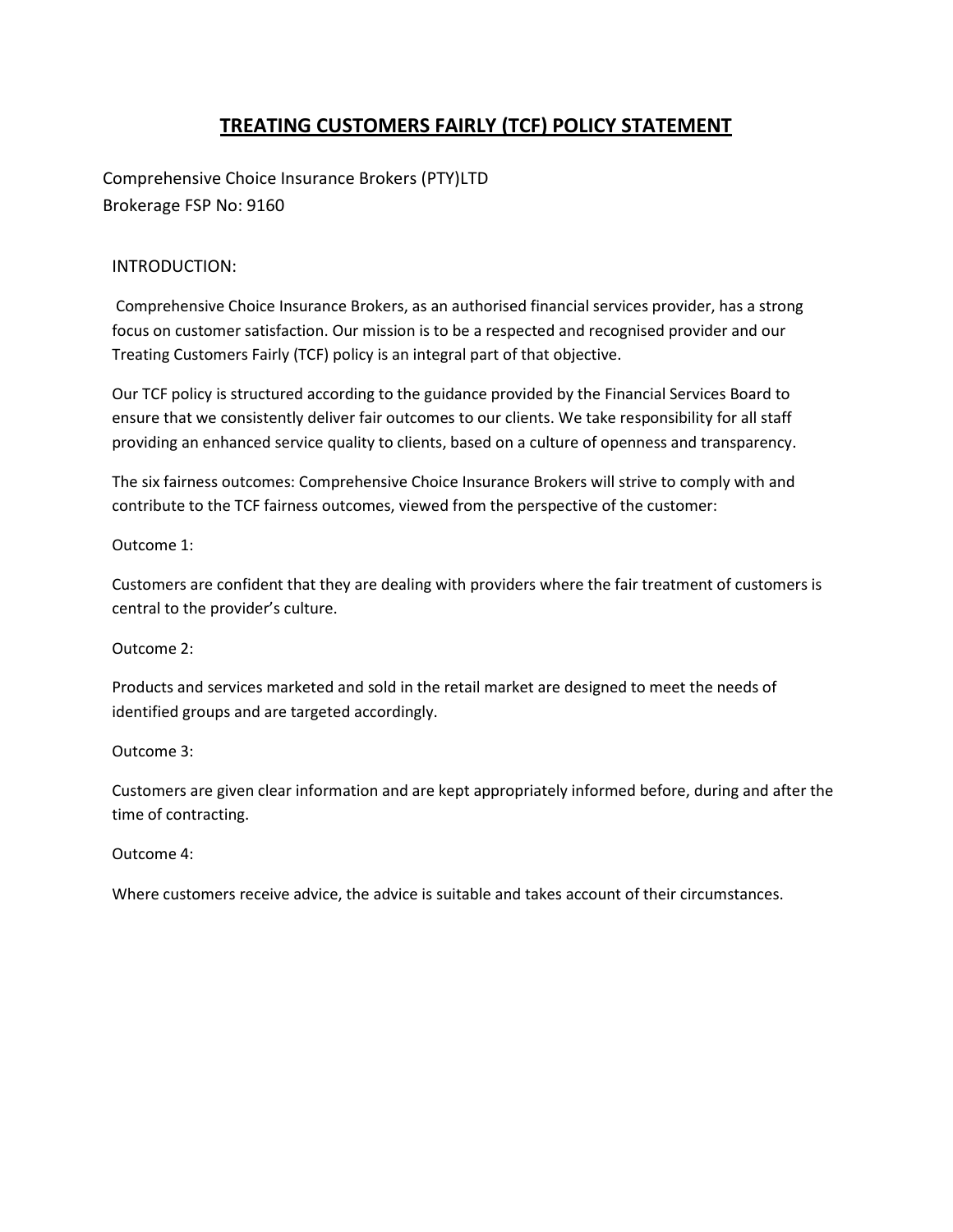# TREATING CUSTOMERS FAIRLY (TCF) POLICY STATEMENT

Comprehensive Choice Insurance Brokers (PTY)LTD
Brokerage FSP No: 9160

INTRODUCTION:

Comprehensive Choice Insurance Brokers, as an authorised financial services provider, has a strong focus on customer satisfaction. Our mission is to be a respected and recognised provider and our Treating Customers Fairly (TCF) policy is an integral part of that objective.

Our TCF policy is structured according to the guidance provided by the Financial Services Board to ensure that we consistently deliver fair outcomes to our clients. We take responsibility for all staff providing an enhanced service quality to clients, based on a culture of openness and transparency.

The six fairness outcomes: Comprehensive Choice Insurance Brokers will strive to comply with and contribute to the TCF fairness outcomes, viewed from the perspective of the customer:

Outcome 1:

Customers are confident that they are dealing with providers where the fair treatment of customers is central to the provider's culture.

Outcome 2:

Products and services marketed and sold in the retail market are designed to meet the needs of identified groups and are targeted accordingly.

Outcome 3:

Customers are given clear information and are kept appropriately informed before, during and after the time of contracting.

Outcome 4:

Where customers receive advice, the advice is suitable and takes account of their circumstances.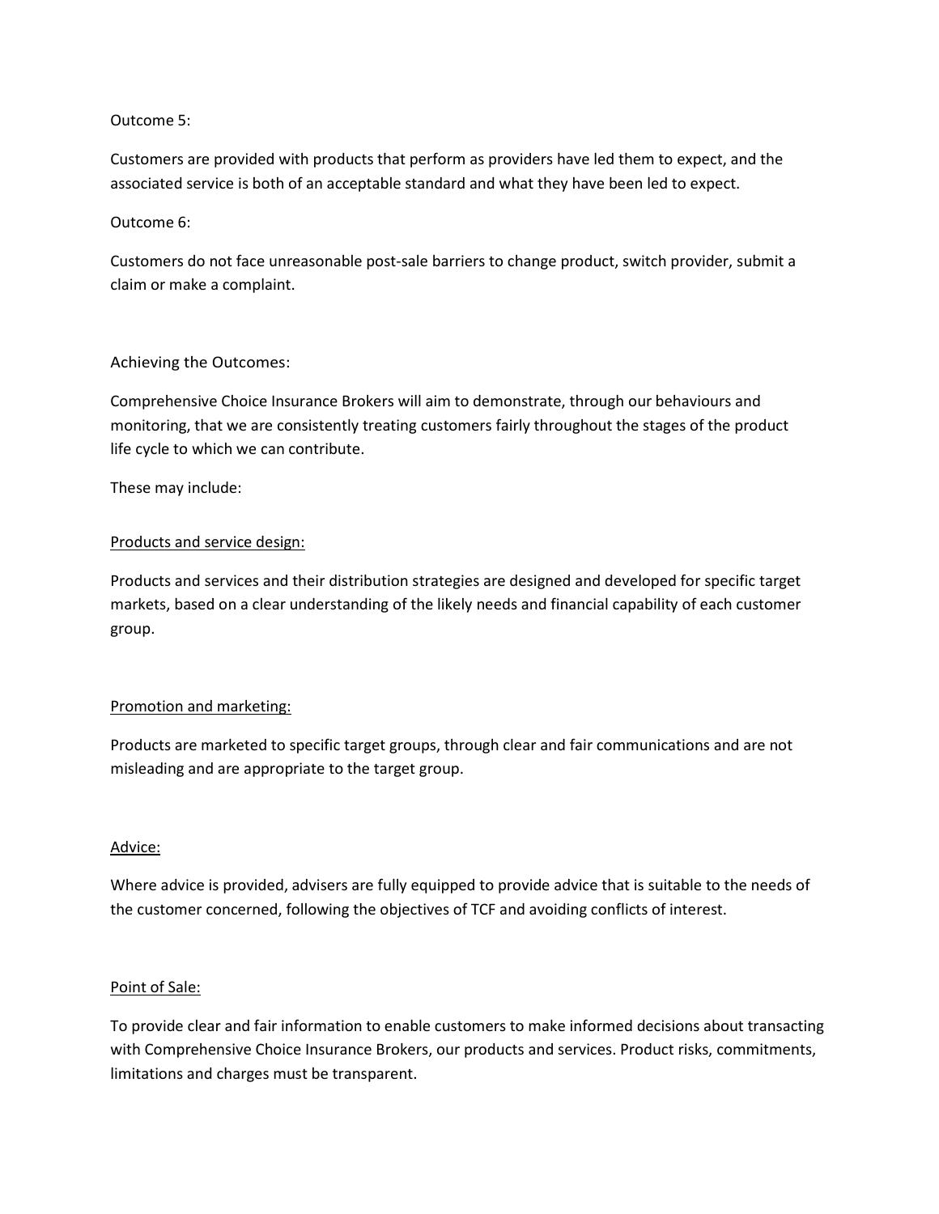Outcome 5:

Customers are provided with products that perform as providers have led them to expect, and the associated service is both of an acceptable standard and what they have been led to expect.

Outcome 6:

Customers do not face unreasonable post-sale barriers to change product, switch provider, submit a claim or make a complaint.

## Achieving the Outcomes:

Comprehensive Choice Insurance Brokers will aim to demonstrate, through our behaviours and monitoring, that we are consistently treating customers fairly throughout the stages of the product life cycle to which we can contribute.

These may include:

<u>Products and service design:</u>

Products and services and their distribution strategies are designed and developed for specific target markets, based on a clear understanding of the likely needs and financial capability of each customer group.

<u>Promotion and marketing:</u>

Products are marketed to specific target groups, through clear and fair communications and are not misleading and are appropriate to the target group.

<u>Advice:</u>

Where advice is provided, advisers are fully equipped to provide advice that is suitable to the needs of the customer concerned, following the objectives of TCF and avoiding conflicts of interest.

<u>Point of Sale:</u>

To provide clear and fair information to enable customers to make informed decisions about transacting with Comprehensive Choice Insurance Brokers, our products and services. Product risks, commitments, limitations and charges must be transparent.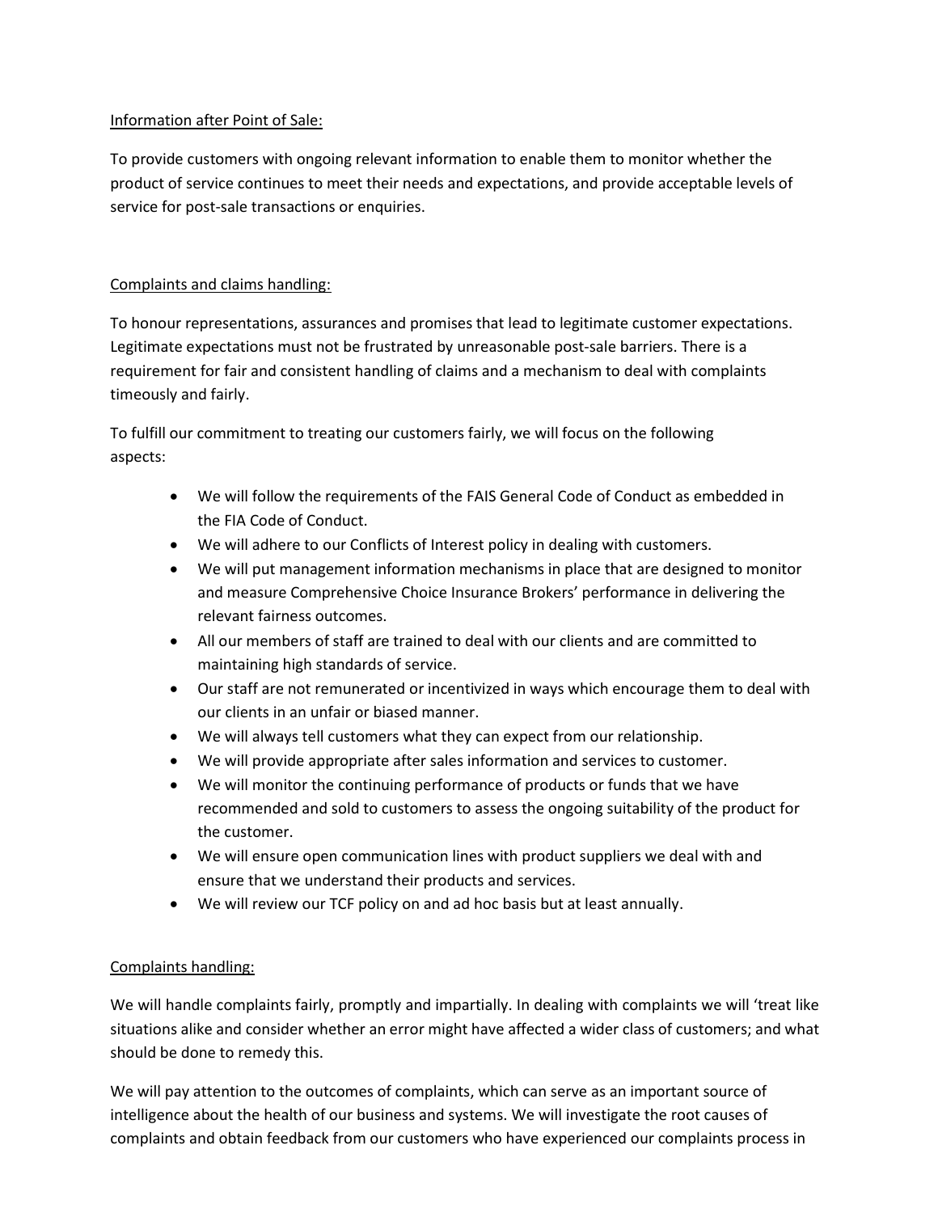Information after Point of Sale:

To provide customers with ongoing relevant information to enable them to monitor whether the product of service continues to meet their needs and expectations, and provide acceptable levels of service for post-sale transactions or enquiries.

Complaints and claims handling:

To honour representations, assurances and promises that lead to legitimate customer expectations. Legitimate expectations must not be frustrated by unreasonable post-sale barriers. There is a requirement for fair and consistent handling of claims and a mechanism to deal with complaints timeously and fairly.

To fulfill our commitment to treating our customers fairly, we will focus on the following aspects:

- We will follow the requirements of the FAIS General Code of Conduct as embedded in the FIA Code of Conduct.
- We will adhere to our Conflicts of Interest policy in dealing with customers.
- We will put management information mechanisms in place that are designed to monitor and measure Comprehensive Choice Insurance Brokers' performance in delivering the relevant fairness outcomes.
- All our members of staff are trained to deal with our clients and are committed to maintaining high standards of service.
- Our staff are not remunerated or incentivized in ways which encourage them to deal with our clients in an unfair or biased manner.
- We will always tell customers what they can expect from our relationship.
- We will provide appropriate after sales information and services to customer.
- We will monitor the continuing performance of products or funds that we have recommended and sold to customers to assess the ongoing suitability of the product for the customer.
- We will ensure open communication lines with product suppliers we deal with and ensure that we understand their products and services.
- We will review our TCF policy on and ad hoc basis but at least annually.

Complaints handling:

We will handle complaints fairly, promptly and impartially. In dealing with complaints we will 'treat like situations alike and consider whether an error might have affected a wider class of customers; and what should be done to remedy this.

We will pay attention to the outcomes of complaints, which can serve as an important source of intelligence about the health of our business and systems. We will investigate the root causes of complaints and obtain feedback from our customers who have experienced our complaints process in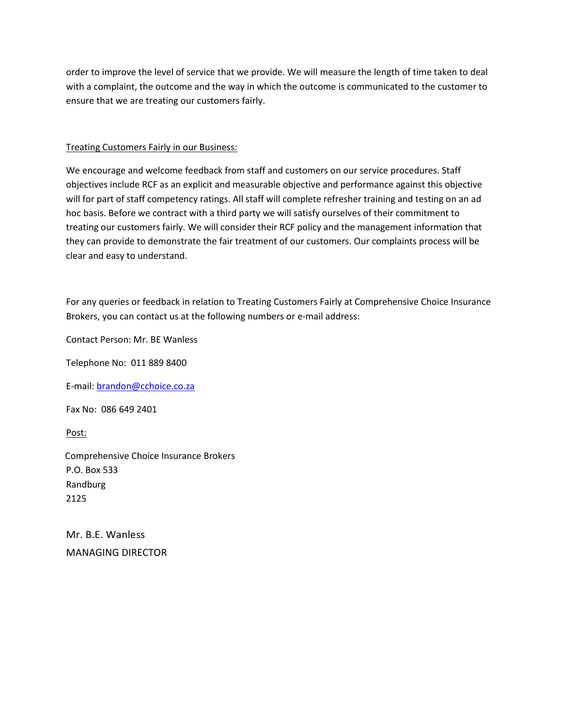order to improve the level of service that we provide. We will measure the length of time taken to deal with a complaint, the outcome and the way in which the outcome is communicated to the customer to ensure that we are treating our customers fairly.

<u>Treating Customers Fairly in our Business:</u>

We encourage and welcome feedback from staff and customers on our service procedures. Staff objectives include RCF as an explicit and measurable objective and performance against this objective will for part of staff competency ratings. All staff will complete refresher training and testing on an ad hoc basis. Before we contract with a third party we will satisfy ourselves of their commitment to treating our customers fairly. We will consider their RCF policy and the management information that they can provide to demonstrate the fair treatment of our customers. Our complaints process will be clear and easy to understand.

For any queries or feedback in relation to Treating Customers Fairly at Comprehensive Choice Insurance Brokers, you can contact us at the following numbers or e-mail address:

Contact Person: Mr. BE Wanless

Telephone No: 011 889 8400

E-mail: [brandon@cchoice.co.za](mailto:brandon@cchoice.co.za)

Fax No: 086 649 2401

<u>Post:</u>

Comprehensive Choice Insurance Brokers  
P.O. Box 533  
Randburg  
2125

Mr. B.E. Wanless  
MANAGING DIRECTOR